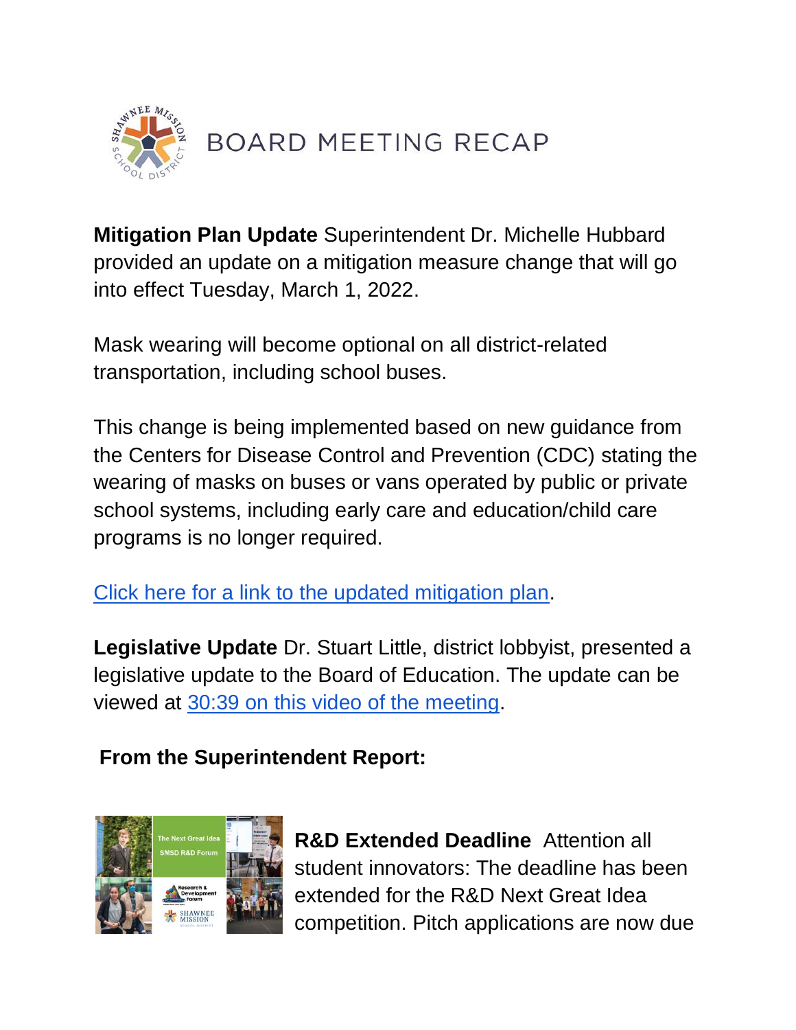# BOARD MEETING RECAP

**Mitigation Plan Update** Superintendent Dr. Michelle Hubbard provided an update on a mitigation measure change that will go into effect Tuesday, March 1, 2022.

Mask wearing will become optional on all district-related transportation, including school buses.

This change is being implemented based on new guidance from the Centers for Disease Control and Prevention (CDC) stating the wearing of masks on buses or vans operated by public or private school systems, including early care and education/child care programs is no longer required.

Click here for a link to the updated mitigation plan.

**Legislative Update** Dr. Stuart Little, district lobbyist, presented a legislative update to the Board of Education. The update can be viewed at 30:39 on this video of the meeting.

**From the Superintendent Report:**

**R&D Extended Deadline** Attention all student innovators: The deadline has been extended for the R&D Next Great Idea competition. Pitch applications are now due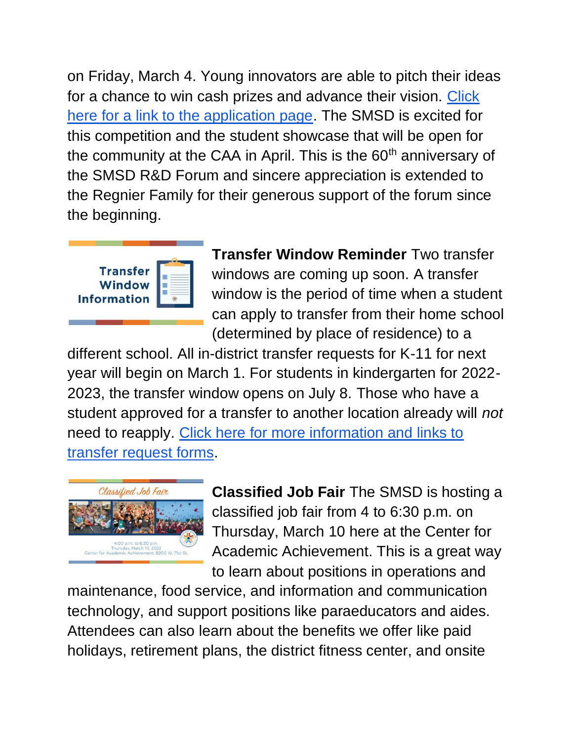on Friday, March 4. Young innovators are able to pitch their ideas for a chance to win cash prizes and advance their vision. Click here for a link to the application page. The SMSD is excited for this competition and the student showcase that will be open for the community at the CAA in April. This is the 60th anniversary of the SMSD R&D Forum and sincere appreciation is extended to the Regnier Family for their generous support of the forum since the beginning.

**Transfer Window Reminder** Two transfer windows are coming up soon. A transfer window is the period of time when a student can apply to transfer from their home school (determined by place of residence) to a different school. All in-district transfer requests for K-11 for next year will begin on March 1. For students in kindergarten for 2022-2023, the transfer window opens on July 8. Those who have a student approved for a transfer to another location already will *not* need to reapply. Click here for more information and links to transfer request forms.

**Classified Job Fair** The SMSD is hosting a classified job fair from 4 to 6:30 p.m. on Thursday, March 10 here at the Center for Academic Achievement. This is a great way to learn about positions in operations and maintenance, food service, and information and communication technology, and support positions like paraeducators and aides. Attendees can also learn about the benefits we offer like paid holidays, retirement plans, the district fitness center, and onsite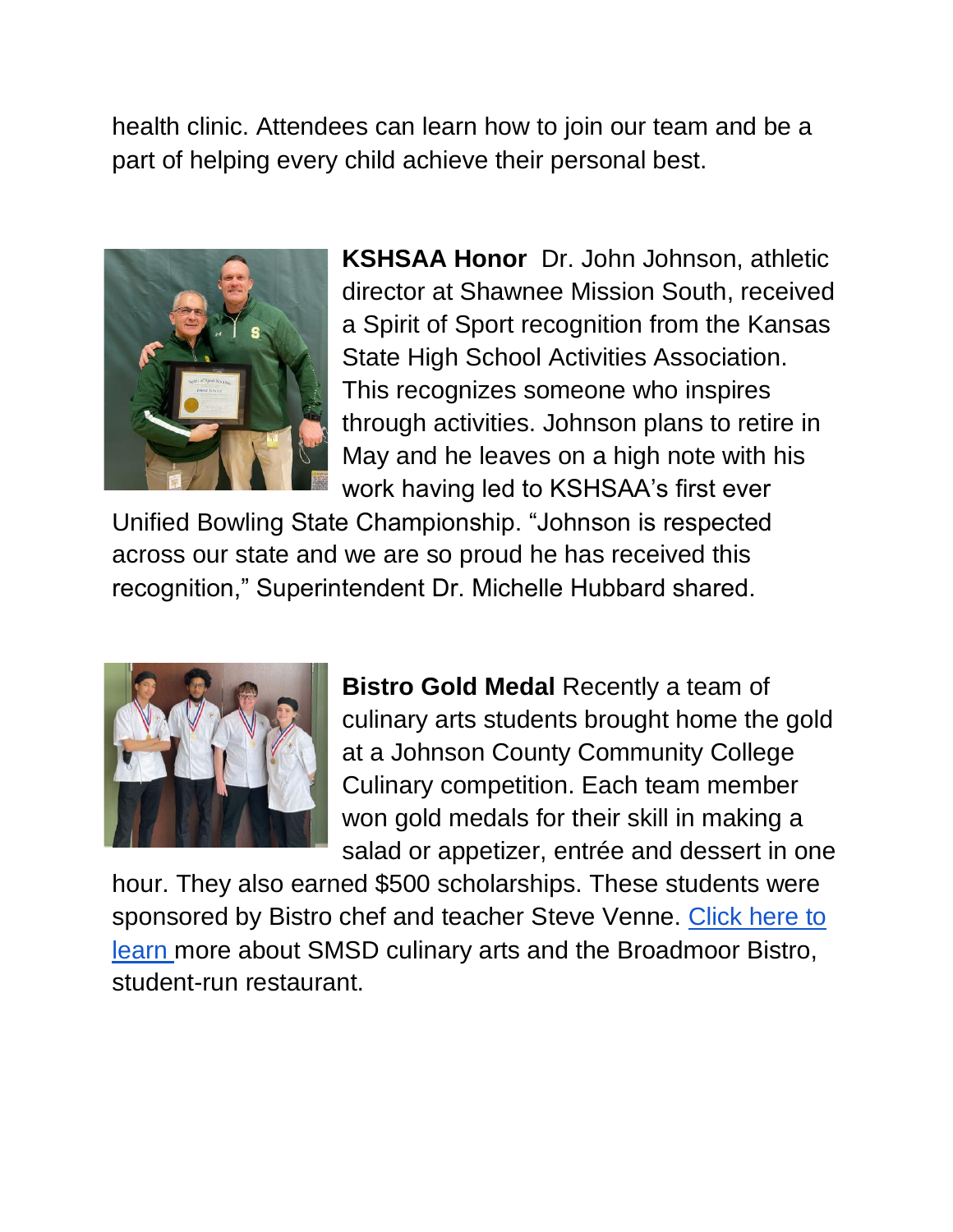health clinic. Attendees can learn how to join our team and be a part of helping every child achieve their personal best.

**KSHSAA Honor** Dr. John Johnson, athletic director at Shawnee Mission South, received a Spirit of Sport recognition from the Kansas State High School Activities Association. This recognizes someone who inspires through activities. Johnson plans to retire in May and he leaves on a high note with his work having led to KSHSAA's first ever Unified Bowling State Championship. "Johnson is respected across our state and we are so proud he has received this recognition," Superintendent Dr. Michelle Hubbard shared.

**Bistro Gold Medal** Recently a team of culinary arts students brought home the gold at a Johnson County Community College Culinary competition. Each team member won gold medals for their skill in making a salad or appetizer, entrée and dessert in one hour. They also earned $500 scholarships. These students were sponsored by Bistro chef and teacher Steve Venne. Click here to learn more about SMSD culinary arts and the Broadmoor Bistro, student-run restaurant.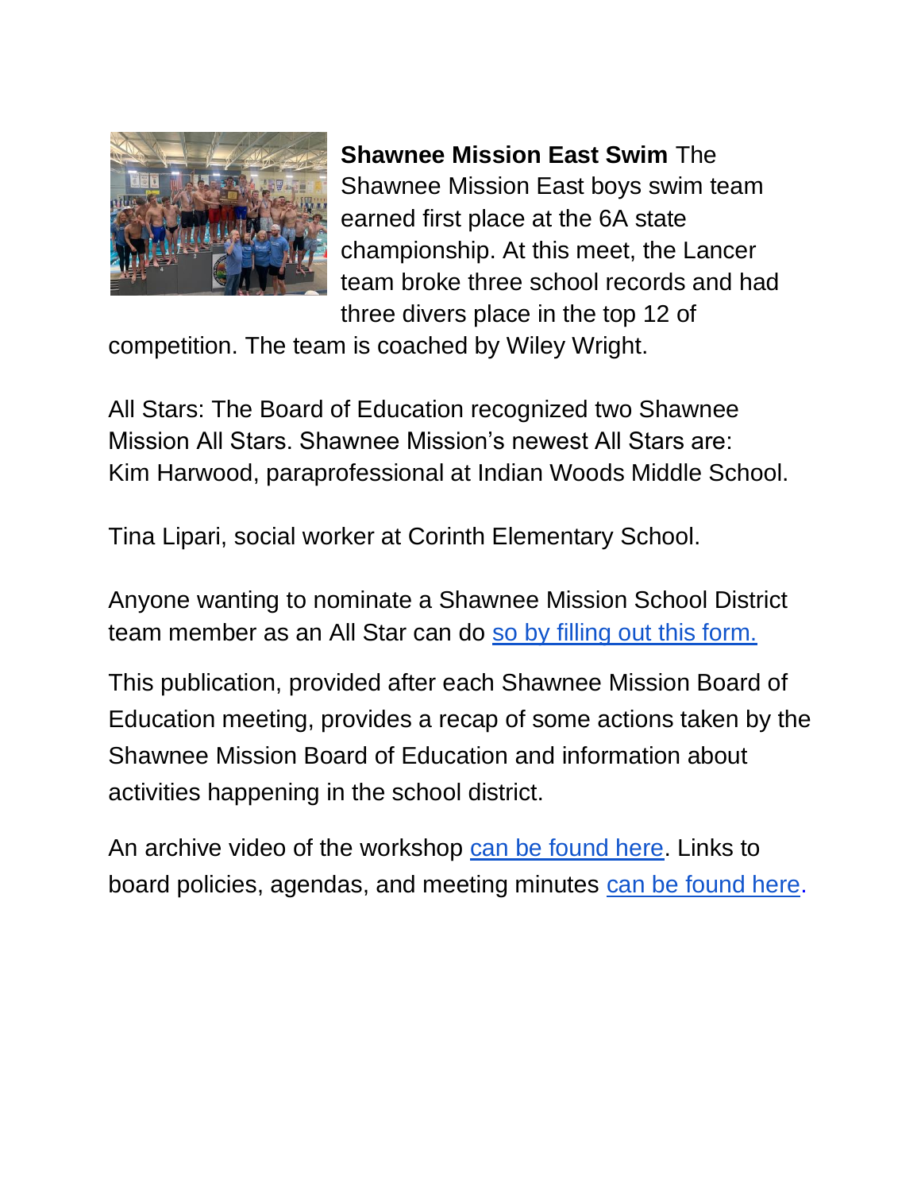**Shawnee Mission East Swim** The Shawnee Mission East boys swim team earned first place at the 6A state championship. At this meet, the Lancer team broke three school records and had three divers place in the top 12 of competition. The team is coached by Wiley Wright.

All Stars: The Board of Education recognized two Shawnee Mission All Stars. Shawnee Mission's newest All Stars are:
Kim Harwood, paraprofessional at Indian Woods Middle School.

Tina Lipari, social worker at Corinth Elementary School.

Anyone wanting to nominate a Shawnee Mission School District team member as an All Star can do so by filling out this form.

This publication, provided after each Shawnee Mission Board of Education meeting, provides a recap of some actions taken by the Shawnee Mission Board of Education and information about activities happening in the school district.

An archive video of the workshop can be found here. Links to board policies, agendas, and meeting minutes can be found here.